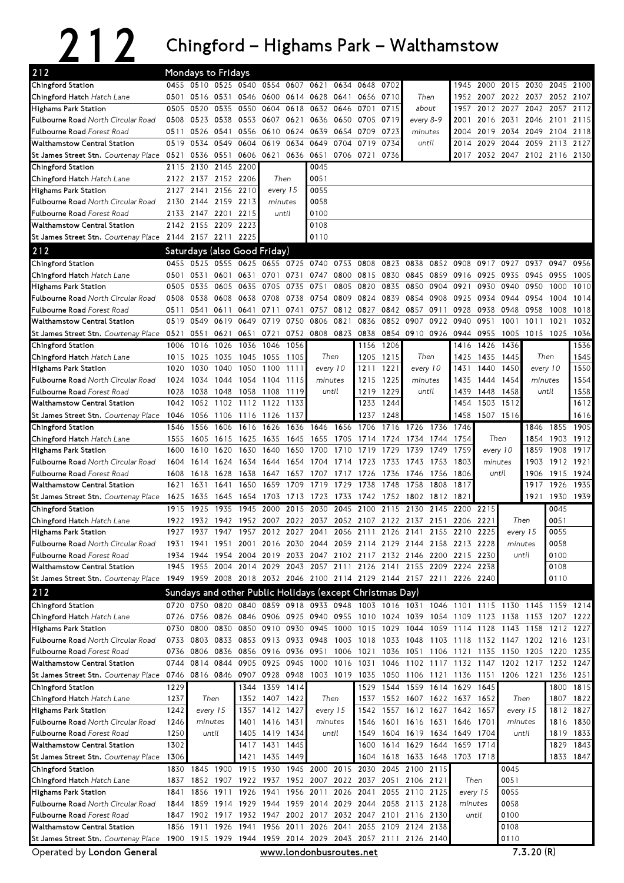# 212 Chingford – Highams Park – Walthamstow

## 212 Mondays to Fridays

| Stop | | | | | | | | | | | | | | | | | |
|---|---|---|---|---|---|---|---|---|---|---|---|---|---|---|---|---|---|
| Chingford Station | 0455 | 0510 | 0525 | 0540 | 0554 | 0607 | 0621 | 0634 | 0648 | 0702 | | 1945 | 2000 | 2015 | 2030 | 2045 | 2100 |
| Chingford Hatch *Hatch Lane* | 0501 | 0516 | 0531 | 0546 | 0600 | 0614 | 0628 | 0641 | 0656 | 0710 | *Then* | 1952 | 2007 | 2022 | 2037 | 2052 | 2107 |
| Highams Park Station | 0505 | 0520 | 0535 | 0550 | 0604 | 0618 | 0632 | 0646 | 0701 | 0715 | *about* | 1957 | 2012 | 2027 | 2042 | 2057 | 2112 |
| Fulbourne Road *North Circular Road* | 0508 | 0523 | 0538 | 0553 | 0607 | 0621 | 0636 | 0650 | 0705 | 0719 | *every 8-9* | 2001 | 2016 | 2031 | 2046 | 2101 | 2115 |
| Fulbourne Road *Forest Road* | 0511 | 0526 | 0541 | 0556 | 0610 | 0624 | 0639 | 0654 | 0709 | 0723 | *minutes* | 2004 | 2019 | 2034 | 2049 | 2104 | 2118 |
| Walthamstow Central Station | 0519 | 0534 | 0549 | 0604 | 0619 | 0634 | 0649 | 0704 | 0719 | 0734 | *until* | 2014 | 2029 | 2044 | 2059 | 2113 | 2127 |
| St James Street Stn. *Courtenay Place* | 0521 | 0536 | 0551 | 0606 | 0621 | 0636 | 0651 | 0706 | 0721 | 0736 | | 2017 | 2032 | 2047 | 2102 | 2116 | 2130 |

| Stop | | | | | | |
|---|---|---|---|---|---|---|
| Chingford Station | 2115 | 2130 | 2145 | 2200 | | 0045 |
| Chingford Hatch *Hatch Lane* | 2122 | 2137 | 2152 | 2206 | *Then* | 0051 |
| Highams Park Station | 2127 | 2141 | 2156 | 2210 | *every 15* | 0055 |
| Fulbourne Road *North Circular Road* | 2130 | 2144 | 2159 | 2213 | *minutes* | 0058 |
| Fulbourne Road *Forest Road* | 2133 | 2147 | 2201 | 2215 | *until* | 0100 |
| Walthamstow Central Station | 2142 | 2155 | 2209 | 2223 | | 0108 |
| St James Street Stn. *Courtenay Place* | 2144 | 2157 | 2211 | 2225 | | 0110 |

## 212 Saturdays (also Good Friday)

| Stop | | | | | | | | | | | | | | | | | | |
|---|---|---|---|---|---|---|---|---|---|---|---|---|---|---|---|---|---|---|
| Chingford Station | 0455 | 0525 | 0555 | 0625 | 0655 | 0725 | 0740 | 0753 | 0808 | 0823 | 0838 | 0852 | 0908 | 0917 | 0927 | 0937 | 0947 | 0956 |
| Chingford Hatch *Hatch Lane* | 0501 | 0531 | 0601 | 0631 | 0701 | 0731 | 0747 | 0800 | 0815 | 0830 | 0845 | 0859 | 0916 | 0925 | 0935 | 0945 | 0955 | 1005 |
| Highams Park Station | 0505 | 0535 | 0605 | 0635 | 0705 | 0735 | 0751 | 0805 | 0820 | 0835 | 0850 | 0904 | 0921 | 0930 | 0940 | 0950 | 1000 | 1010 |
| Fulbourne Road *North Circular Road* | 0508 | 0538 | 0608 | 0638 | 0708 | 0738 | 0754 | 0809 | 0824 | 0839 | 0854 | 0908 | 0925 | 0934 | 0944 | 0954 | 1004 | 1014 |
| Fulbourne Road *Forest Road* | 0511 | 0541 | 0611 | 0641 | 0711 | 0741 | 0757 | 0812 | 0827 | 0842 | 0857 | 0911 | 0928 | 0938 | 0948 | 0958 | 1008 | 1018 |
| Walthamstow Central Station | 0519 | 0549 | 0619 | 0649 | 0719 | 0750 | 0806 | 0821 | 0836 | 0852 | 0907 | 0922 | 0940 | 0951 | 1001 | 1011 | 1021 | 1032 |
| St James Street Stn. *Courtenay Place* | 0521 | 0551 | 0621 | 0651 | 0721 | 0752 | 0808 | 0823 | 0838 | 0854 | 0910 | 0926 | 0944 | 0955 | 1005 | 1015 | 1025 | 1036 |

| Stop | | | | | | | | | | | | | | | |
|---|---|---|---|---|---|---|---|---|---|---|---|---|---|---|---|
| Chingford Station | 1006 | 1016 | 1026 | 1036 | 1046 | 1056 | | 1156 | 1206 | | 1416 | 1426 | 1436 | | 1536 |
| Chingford Hatch *Hatch Lane* | 1015 | 1025 | 1035 | 1045 | 1055 | 1105 | *Then* | 1205 | 1215 | *Then* | 1425 | 1435 | 1445 | *Then* | 1545 |
| Highams Park Station | 1020 | 1030 | 1040 | 1050 | 1100 | 1111 | *every 10* | 1211 | 1221 | *every 10* | 1431 | 1440 | 1450 | *every 10* | 1550 |
| Fulbourne Road *North Circular Road* | 1024 | 1034 | 1044 | 1054 | 1104 | 1115 | *minutes* | 1215 | 1225 | *minutes* | 1435 | 1444 | 1454 | *minutes* | 1554 |
| Fulbourne Road *Forest Road* | 1028 | 1038 | 1048 | 1058 | 1108 | 1119 | *until* | 1219 | 1229 | *until* | 1439 | 1448 | 1458 | *until* | 1558 |
| Walthamstow Central Station | 1042 | 1052 | 1102 | 1112 | 1122 | 1133 | | 1233 | 1244 | | 1454 | 1503 | 1512 | | 1612 |
| St James Street Stn. *Courtenay Place* | 1046 | 1056 | 1106 | 1116 | 1126 | 1137 | | 1237 | 1248 | | 1458 | 1507 | 1516 | | 1616 |

| Stop | | | | | | | | | | | | | | | | | |
|---|---|---|---|---|---|---|---|---|---|---|---|---|---|---|---|---|---|
| Chingford Station | 1546 | 1556 | 1606 | 1616 | 1626 | 1636 | 1646 | 1656 | 1706 | 1716 | 1726 | 1736 | 1746 | | 1846 | 1855 | 1905 |
| Chingford Hatch *Hatch Lane* | 1555 | 1605 | 1615 | 1625 | 1635 | 1645 | 1655 | 1705 | 1714 | 1724 | 1734 | 1744 | 1754 | *Then* | 1854 | 1903 | 1912 |
| Highams Park Station | 1600 | 1610 | 1620 | 1630 | 1640 | 1650 | 1700 | 1710 | 1719 | 1729 | 1739 | 1749 | 1759 | *every 10* | 1859 | 1908 | 1917 |
| Fulbourne Road *North Circular Road* | 1604 | 1614 | 1624 | 1634 | 1644 | 1654 | 1704 | 1714 | 1723 | 1733 | 1743 | 1753 | 1803 | *minutes* | 1903 | 1912 | 1921 |
| Fulbourne Road *Forest Road* | 1608 | 1618 | 1628 | 1638 | 1647 | 1657 | 1707 | 1717 | 1726 | 1736 | 1746 | 1756 | 1806 | *until* | 1906 | 1915 | 1924 |
| Walthamstow Central Station | 1621 | 1631 | 1641 | 1650 | 1659 | 1709 | 1719 | 1729 | 1738 | 1748 | 1758 | 1808 | 1817 | | 1917 | 1926 | 1935 |
| St James Street Stn. *Courtenay Place* | 1625 | 1635 | 1645 | 1654 | 1703 | 1713 | 1723 | 1733 | 1742 | 1752 | 1802 | 1812 | 1821 | | 1921 | 1930 | 1939 |

| Stop | | | | | | | | | | | | | | | | |
|---|---|---|---|---|---|---|---|---|---|---|---|---|---|---|---|---|
| Chingford Station | 1915 | 1925 | 1935 | 1945 | 2000 | 2015 | 2030 | 2045 | 2100 | 2115 | 2130 | 2145 | 2200 | 2215 | | 0045 |
| Chingford Hatch *Hatch Lane* | 1922 | 1932 | 1942 | 1952 | 2007 | 2022 | 2037 | 2052 | 2107 | 2122 | 2137 | 2151 | 2206 | 2221 | *Then* | 0051 |
| Highams Park Station | 1927 | 1937 | 1947 | 1957 | 2012 | 2027 | 2041 | 2056 | 2111 | 2126 | 2141 | 2155 | 2210 | 2225 | *every 15* | 0055 |
| Fulbourne Road *North Circular Road* | 1931 | 1941 | 1951 | 2001 | 2016 | 2030 | 2044 | 2059 | 2114 | 2129 | 2144 | 2158 | 2213 | 2228 | *minutes* | 0058 |
| Fulbourne Road *Forest Road* | 1934 | 1944 | 1954 | 2004 | 2019 | 2033 | 2047 | 2102 | 2117 | 2132 | 2146 | 2200 | 2215 | 2230 | *until* | 0100 |
| Walthamstow Central Station | 1945 | 1955 | 2004 | 2014 | 2029 | 2043 | 2057 | 2111 | 2126 | 2141 | 2155 | 2209 | 2224 | 2238 | | 0108 |
| St James Street Stn. *Courtenay Place* | 1949 | 1959 | 2008 | 2018 | 2032 | 2046 | 2100 | 2114 | 2129 | 2144 | 2157 | 2211 | 2226 | 2240 | | 0110 |

## 212 Sundays and other Public Holidays (except Christmas Day)

| Stop | | | | | | | | | | | | | | | | | | |
|---|---|---|---|---|---|---|---|---|---|---|---|---|---|---|---|---|---|---|
| Chingford Station | 0720 | 0750 | 0820 | 0840 | 0859 | 0918 | 0933 | 0948 | 1003 | 1016 | 1031 | 1046 | 1101 | 1115 | 1130 | 1145 | 1159 | 1214 |
| Chingford Hatch *Hatch Lane* | 0726 | 0756 | 0826 | 0846 | 0906 | 0925 | 0940 | 0955 | 1010 | 1024 | 1039 | 1054 | 1109 | 1123 | 1138 | 1153 | 1207 | 1222 |
| Highams Park Station | 0730 | 0800 | 0830 | 0850 | 0910 | 0930 | 0945 | 1000 | 1015 | 1029 | 1044 | 1059 | 1114 | 1128 | 1143 | 1158 | 1212 | 1227 |
| Fulbourne Road *North Circular Road* | 0733 | 0803 | 0833 | 0853 | 0913 | 0933 | 0948 | 1003 | 1018 | 1033 | 1048 | 1103 | 1118 | 1132 | 1147 | 1202 | 1216 | 1231 |
| Fulbourne Road *Forest Road* | 0736 | 0806 | 0836 | 0856 | 0916 | 0936 | 0951 | 1006 | 1021 | 1036 | 1051 | 1106 | 1121 | 1135 | 1150 | 1205 | 1220 | 1235 |
| Walthamstow Central Station | 0744 | 0814 | 0844 | 0905 | 0925 | 0945 | 1000 | 1016 | 1031 | 1046 | 1102 | 1117 | 1132 | 1147 | 1202 | 1217 | 1232 | 1247 |
| St James Street Stn. *Courtenay Place* | 0746 | 0816 | 0846 | 0907 | 0928 | 0948 | 1003 | 1019 | 1035 | 1050 | 1106 | 1121 | 1136 | 1151 | 1206 | 1221 | 1236 | 1251 |

| Stop | | | | | | | | | | | | | | | |
|---|---|---|---|---|---|---|---|---|---|---|---|---|---|---|---|
| Chingford Station | 1229 | | 1344 | 1359 | 1414 | | 1529 | 1544 | 1559 | 1614 | 1629 | 1645 | | 1800 | 1815 |
| Chingford Hatch *Hatch Lane* | 1237 | *Then* | 1352 | 1407 | 1422 | *Then* | 1537 | 1552 | 1607 | 1622 | 1637 | 1652 | *Then* | 1807 | 1822 |
| Highams Park Station | 1242 | *every 15* | 1357 | 1412 | 1427 | *every 15* | 1542 | 1557 | 1612 | 1627 | 1642 | 1657 | *every 15* | 1812 | 1827 |
| Fulbourne Road *North Circular Road* | 1246 | *minutes* | 1401 | 1416 | 1431 | *minutes* | 1546 | 1601 | 1616 | 1631 | 1646 | 1701 | *minutes* | 1816 | 1830 |
| Fulbourne Road *Forest Road* | 1250 | *until* | 1405 | 1419 | 1434 | *until* | 1549 | 1604 | 1619 | 1634 | 1649 | 1704 | *until* | 1819 | 1833 |
| Walthamstow Central Station | 1302 | | 1417 | 1431 | 1445 | | 1600 | 1614 | 1629 | 1644 | 1659 | 1714 | | 1829 | 1843 |
| St James Street Stn. *Courtenay Place* | 1306 | | 1421 | 1435 | 1449 | | 1604 | 1618 | 1633 | 1648 | 1703 | 1718 | | 1833 | 1847 |

| Stop | | | | | | | | | | | | | | |
|---|---|---|---|---|---|---|---|---|---|---|---|---|---|---|
| Chingford Station | 1830 | 1845 | 1900 | 1915 | 1930 | 1945 | 2000 | 2015 | 2030 | 2045 | 2100 | 2115 | | 0045 |
| Chingford Hatch *Hatch Lane* | 1837 | 1852 | 1907 | 1922 | 1937 | 1952 | 2007 | 2022 | 2037 | 2051 | 2106 | 2121 | *Then* | 0051 |
| Highams Park Station | 1841 | 1856 | 1911 | 1926 | 1941 | 1956 | 2011 | 2026 | 2041 | 2055 | 2110 | 2125 | *every 15* | 0055 |
| Fulbourne Road *North Circular Road* | 1844 | 1859 | 1914 | 1929 | 1944 | 1959 | 2014 | 2029 | 2044 | 2058 | 2113 | 2128 | *minutes* | 0058 |
| Fulbourne Road *Forest Road* | 1847 | 1902 | 1917 | 1932 | 1947 | 2002 | 2017 | 2032 | 2047 | 2101 | 2116 | 2130 | *until* | 0100 |
| Walthamstow Central Station | 1856 | 1911 | 1926 | 1941 | 1956 | 2011 | 2026 | 2041 | 2055 | 2109 | 2124 | 2138 | | 0108 |
| St James Street Stn. *Courtenay Place* | 1900 | 1915 | 1929 | 1944 | 1959 | 2014 | 2029 | 2043 | 2057 | 2111 | 2126 | 2140 | | 0110 |

Operated by **London General** www.londonbusroutes.net 7.3.20 (R)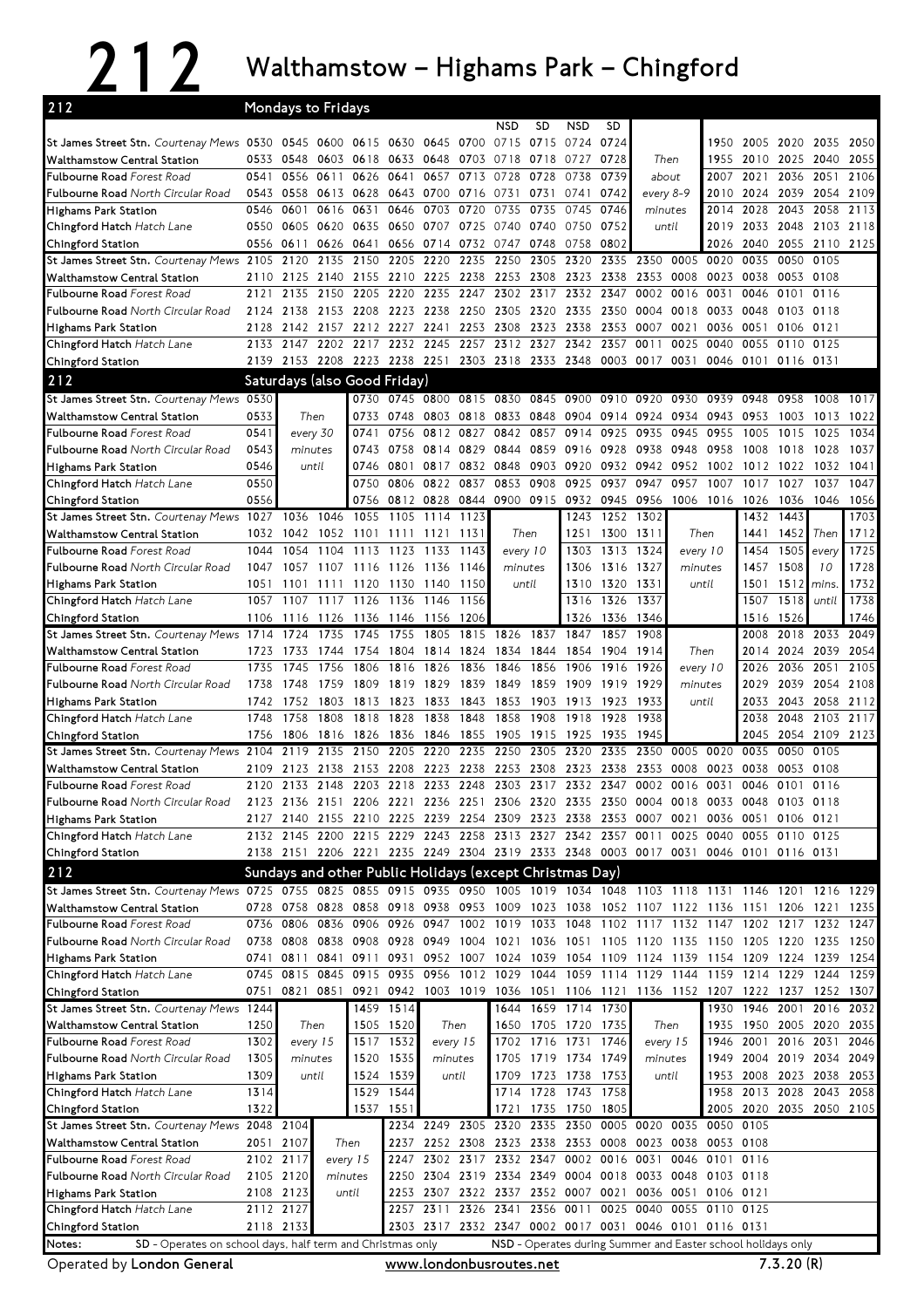# 212 Walthamstow – Highams Park – Chingford

## 212 Mondays to Fridays

| | | | | | | | | NSD | SD | NSD | SD | | | | | | | |
|---|---|---|---|---|---|---|---|---|---|---|---|---|---|---|---|---|---|---|
| St James Street Stn. Courtenay Mews | 0530 | 0545 | 0600 | 0615 | 0630 | 0645 | 0700 | 0715 | 0715 | 0724 | 0724 | | 1950 | 2005 | 2020 | 2035 | 2050 |
| Walthamstow Central Station | 0533 | 0548 | 0603 | 0618 | 0633 | 0648 | 0703 | 0718 | 0718 | 0727 | 0728 | Then | 1955 | 2010 | 2025 | 2040 | 2055 |
| Fulbourne Road Forest Road | 0541 | 0556 | 0611 | 0626 | 0641 | 0657 | 0713 | 0728 | 0728 | 0738 | 0739 | about | 2007 | 2021 | 2036 | 2051 | 2106 |
| Fulbourne Road North Circular Road | 0543 | 0558 | 0613 | 0628 | 0643 | 0700 | 0716 | 0731 | 0731 | 0741 | 0742 | every 8-9 | 2010 | 2024 | 2039 | 2054 | 2109 |
| Highams Park Station | 0546 | 0601 | 0616 | 0631 | 0646 | 0703 | 0720 | 0735 | 0735 | 0745 | 0746 | minutes | 2014 | 2028 | 2043 | 2058 | 2113 |
| Chingford Hatch Hatch Lane | 0550 | 0605 | 0620 | 0635 | 0650 | 0707 | 0725 | 0740 | 0740 | 0750 | 0752 | until | 2019 | 2033 | 2048 | 2103 | 2118 |
| Chingford Station | 0556 | 0611 | 0626 | 0641 | 0656 | 0714 | 0732 | 0747 | 0748 | 0758 | 0802 | | 2026 | 2040 | 2055 | 2110 | 2125 |

| | | | | | | | | | | | | | | | | | |
|---|---|---|---|---|---|---|---|---|---|---|---|---|---|---|---|---|---|
| St James Street Stn. Courtenay Mews | 2105 | 2120 | 2135 | 2150 | 2205 | 2220 | 2235 | 2250 | 2305 | 2320 | 2335 | 2350 | 0005 | 0020 | 0035 | 0050 | 0105 |
| Walthamstow Central Station | 2110 | 2125 | 2140 | 2155 | 2210 | 2225 | 2238 | 2253 | 2308 | 2323 | 2338 | 2353 | 0008 | 0023 | 0038 | 0053 | 0108 |
| Fulbourne Road Forest Road | 2121 | 2135 | 2150 | 2205 | 2220 | 2235 | 2247 | 2302 | 2317 | 2332 | 2347 | 0002 | 0016 | 0031 | 0046 | 0101 | 0116 |
| Fulbourne Road North Circular Road | 2124 | 2138 | 2153 | 2208 | 2223 | 2238 | 2250 | 2305 | 2320 | 2335 | 2350 | 0004 | 0018 | 0033 | 0048 | 0103 | 0118 |
| Highams Park Station | 2128 | 2142 | 2157 | 2212 | 2227 | 2241 | 2253 | 2308 | 2323 | 2338 | 2353 | 0007 | 0021 | 0036 | 0051 | 0106 | 0121 |
| Chingford Hatch Hatch Lane | 2133 | 2147 | 2202 | 2217 | 2232 | 2245 | 2257 | 2312 | 2327 | 2342 | 2357 | 0011 | 0025 | 0040 | 0055 | 0110 | 0125 |
| Chingford Station | 2139 | 2153 | 2208 | 2223 | 2238 | 2251 | 2303 | 2318 | 2333 | 2348 | 0003 | 0017 | 0031 | 0046 | 0101 | 0116 | 0131 |

## 212 Saturdays (also Good Friday)

| | | | | | | | | | | | | | | | | | |
|---|---|---|---|---|---|---|---|---|---|---|---|---|---|---|---|---|---|
| St James Street Stn. Courtenay Mews | 0530 | | 0730 | 0745 | 0800 | 0815 | 0830 | 0845 | 0900 | 0910 | 0920 | 0930 | 0939 | 0948 | 0958 | 1008 | 1017 |
| Walthamstow Central Station | 0533 | Then | 0733 | 0748 | 0803 | 0818 | 0833 | 0848 | 0904 | 0914 | 0924 | 0934 | 0943 | 0953 | 1003 | 1013 | 1022 |
| Fulbourne Road Forest Road | 0541 | every 30 | 0741 | 0756 | 0812 | 0827 | 0842 | 0857 | 0914 | 0925 | 0935 | 0945 | 0955 | 1005 | 1015 | 1025 | 1034 |
| Fulbourne Road North Circular Road | 0543 | minutes | 0743 | 0758 | 0814 | 0829 | 0844 | 0859 | 0916 | 0928 | 0938 | 0948 | 0958 | 1008 | 1018 | 1028 | 1037 |
| Highams Park Station | 0546 | until | 0746 | 0801 | 0817 | 0832 | 0848 | 0903 | 0920 | 0932 | 0942 | 0952 | 1002 | 1012 | 1022 | 1032 | 1041 |
| Chingford Hatch Hatch Lane | 0550 | | 0750 | 0806 | 0822 | 0837 | 0853 | 0908 | 0925 | 0937 | 0947 | 0957 | 1007 | 1017 | 1027 | 1037 | 1047 |
| Chingford Station | 0556 | | 0756 | 0812 | 0828 | 0844 | 0900 | 0915 | 0932 | 0945 | 0956 | 1006 | 1016 | 1026 | 1036 | 1046 | 1056 |

| | | | | | | | | | | | | | | | | | |
|---|---|---|---|---|---|---|---|---|---|---|---|---|---|---|---|---|---|
| St James Street Stn. Courtenay Mews | 1027 | 1036 | 1046 | 1055 | 1105 | 1114 | 1123 | | 1243 | 1252 | 1302 | | 1432 | 1443 | | 1703 |
| Walthamstow Central Station | 1032 | 1042 | 1052 | 1101 | 1111 | 1121 | 1131 | Then | 1251 | 1300 | 1311 | Then | 1441 | 1452 | Then | 1712 |
| Fulbourne Road Forest Road | 1044 | 1054 | 1104 | 1113 | 1123 | 1133 | 1143 | every 10 | 1303 | 1313 | 1324 | every 10 | 1454 | 1505 | every | 1725 |
| Fulbourne Road North Circular Road | 1047 | 1057 | 1107 | 1116 | 1126 | 1136 | 1146 | minutes | 1306 | 1316 | 1327 | minutes | 1457 | 1508 | 10 | 1728 |
| Highams Park Station | 1051 | 1101 | 1111 | 1120 | 1130 | 1140 | 1150 | until | 1310 | 1320 | 1331 | until | 1501 | 1512 | mins. | 1732 |
| Chingford Hatch Hatch Lane | 1057 | 1107 | 1117 | 1126 | 1136 | 1146 | 1156 | | 1316 | 1326 | 1337 | | 1507 | 1518 | until | 1738 |
| Chingford Station | 1106 | 1116 | 1126 | 1136 | 1146 | 1156 | 1206 | | 1326 | 1336 | 1346 | | 1516 | 1526 | | 1746 |

| | | | | | | | | | | | | | | | | |
|---|---|---|---|---|---|---|---|---|---|---|---|---|---|---|---|---|
| St James Street Stn. Courtenay Mews | 1714 | 1724 | 1735 | 1745 | 1755 | 1805 | 1815 | 1826 | 1837 | 1847 | 1857 | 1908 | | 2008 | 2018 | 2033 | 2049 |
| Walthamstow Central Station | 1723 | 1733 | 1744 | 1754 | 1804 | 1814 | 1824 | 1834 | 1844 | 1854 | 1904 | 1914 | Then | 2014 | 2024 | 2039 | 2054 |
| Fulbourne Road Forest Road | 1735 | 1745 | 1756 | 1806 | 1816 | 1826 | 1836 | 1846 | 1856 | 1906 | 1916 | 1926 | every 10 | 2026 | 2036 | 2051 | 2105 |
| Fulbourne Road North Circular Road | 1738 | 1748 | 1759 | 1809 | 1819 | 1829 | 1839 | 1849 | 1859 | 1909 | 1919 | 1929 | minutes | 2029 | 2039 | 2054 | 2108 |
| Highams Park Station | 1742 | 1752 | 1803 | 1813 | 1823 | 1833 | 1843 | 1853 | 1903 | 1913 | 1923 | 1933 | until | 2033 | 2043 | 2058 | 2112 |
| Chingford Hatch Hatch Lane | 1748 | 1758 | 1808 | 1818 | 1828 | 1838 | 1848 | 1858 | 1908 | 1918 | 1928 | 1938 | | 2038 | 2048 | 2103 | 2117 |
| Chingford Station | 1756 | 1806 | 1816 | 1826 | 1836 | 1846 | 1855 | 1905 | 1915 | 1925 | 1935 | 1945 | | 2045 | 2054 | 2109 | 2123 |

| | | | | | | | | | | | | | | | | | |
|---|---|---|---|---|---|---|---|---|---|---|---|---|---|---|---|---|---|
| St James Street Stn. Courtenay Mews | 2104 | 2119 | 2135 | 2150 | 2205 | 2220 | 2235 | 2250 | 2305 | 2320 | 2335 | 2350 | 0005 | 0020 | 0035 | 0050 | 0105 |
| Walthamstow Central Station | 2109 | 2123 | 2138 | 2153 | 2208 | 2223 | 2238 | 2253 | 2308 | 2323 | 2338 | 2353 | 0008 | 0023 | 0038 | 0053 | 0108 |
| Fulbourne Road Forest Road | 2120 | 2133 | 2148 | 2203 | 2218 | 2233 | 2248 | 2303 | 2317 | 2332 | 2347 | 0002 | 0016 | 0031 | 0046 | 0101 | 0116 |
| Fulbourne Road North Circular Road | 2123 | 2136 | 2151 | 2206 | 2221 | 2236 | 2251 | 2306 | 2320 | 2335 | 2350 | 0004 | 0018 | 0033 | 0048 | 0103 | 0118 |
| Highams Park Station | 2127 | 2140 | 2155 | 2210 | 2225 | 2239 | 2254 | 2309 | 2323 | 2338 | 2353 | 0007 | 0021 | 0036 | 0051 | 0106 | 0121 |
| Chingford Hatch Hatch Lane | 2132 | 2145 | 2200 | 2215 | 2229 | 2243 | 2258 | 2313 | 2327 | 2342 | 2357 | 0011 | 0025 | 0040 | 0055 | 0110 | 0125 |
| Chingford Station | 2138 | 2151 | 2206 | 2221 | 2235 | 2249 | 2304 | 2319 | 2333 | 2348 | 0003 | 0017 | 0031 | 0046 | 0101 | 0116 | 0131 |

## 212 Sundays and other Public Holidays (except Christmas Day)

| | | | | | | | | | | | | | | | | | |
|---|---|---|---|---|---|---|---|---|---|---|---|---|---|---|---|---|---|
| St James Street Stn. Courtenay Mews | 0725 | 0755 | 0825 | 0855 | 0915 | 0935 | 0950 | 1005 | 1019 | 1034 | 1048 | 1103 | 1118 | 1131 | 1146 | 1201 | 1216 | 1229 |
| Walthamstow Central Station | 0728 | 0758 | 0828 | 0858 | 0918 | 0938 | 0953 | 1009 | 1023 | 1038 | 1052 | 1107 | 1122 | 1136 | 1151 | 1206 | 1221 | 1235 |
| Fulbourne Road Forest Road | 0736 | 0806 | 0836 | 0906 | 0926 | 0947 | 1002 | 1019 | 1033 | 1048 | 1102 | 1117 | 1132 | 1147 | 1202 | 1217 | 1232 | 1247 |
| Fulbourne Road North Circular Road | 0738 | 0808 | 0838 | 0908 | 0928 | 0949 | 1004 | 1021 | 1036 | 1051 | 1105 | 1120 | 1135 | 1150 | 1205 | 1220 | 1235 | 1250 |
| Highams Park Station | 0741 | 0811 | 0841 | 0911 | 0931 | 0952 | 1007 | 1024 | 1039 | 1054 | 1109 | 1124 | 1139 | 1154 | 1209 | 1224 | 1239 | 1254 |
| Chingford Hatch Hatch Lane | 0745 | 0815 | 0845 | 0915 | 0935 | 0956 | 1012 | 1029 | 1044 | 1059 | 1114 | 1129 | 1144 | 1159 | 1214 | 1229 | 1244 | 1259 |
| Chingford Station | 0751 | 0821 | 0851 | 0921 | 0942 | 1003 | 1019 | 1036 | 1051 | 1106 | 1121 | 1136 | 1152 | 1207 | 1222 | 1237 | 1252 | 1307 |

| | | | | | | | | | | | | | | | | | |
|---|---|---|---|---|---|---|---|---|---|---|---|---|---|---|---|---|---|
| St James Street Stn. Courtenay Mews | 1244 | | 1459 | 1514 | | 1644 | 1659 | 1714 | 1730 | | 1930 | 1946 | 2001 | 2016 | 2032 |
| Walthamstow Central Station | 1250 | Then | 1505 | 1520 | Then | 1650 | 1705 | 1720 | 1735 | Then | 1935 | 1950 | 2005 | 2020 | 2035 |
| Fulbourne Road Forest Road | 1302 | every 15 | 1517 | 1532 | every 15 | 1702 | 1716 | 1731 | 1746 | every 15 | 1946 | 2001 | 2016 | 2031 | 2046 |
| Fulbourne Road North Circular Road | 1305 | minutes | 1520 | 1535 | minutes | 1705 | 1719 | 1734 | 1749 | minutes | 1949 | 2004 | 2019 | 2034 | 2049 |
| Highams Park Station | 1309 | until | 1524 | 1539 | until | 1709 | 1723 | 1738 | 1753 | until | 1953 | 2008 | 2023 | 2038 | 2053 |
| Chingford Hatch Hatch Lane | 1314 | | 1529 | 1544 | | 1714 | 1728 | 1743 | 1758 | | 1958 | 2013 | 2028 | 2043 | 2058 |
| Chingford Station | 1322 | | 1537 | 1551 | | 1721 | 1735 | 1750 | 1805 | | 2005 | 2020 | 2035 | 2050 | 2105 |

| | | | | | | | | | | | | | | | |
|---|---|---|---|---|---|---|---|---|---|---|---|---|---|---|---|
| St James Street Stn. Courtenay Mews | 2048 | 2104 | | 2234 | 2249 | 2305 | 2320 | 2335 | 2350 | 0005 | 0020 | 0035 | 0050 | 0105 |
| Walthamstow Central Station | 2051 | 2107 | Then | 2237 | 2252 | 2308 | 2323 | 2338 | 2353 | 0008 | 0023 | 0038 | 0053 | 0108 |
| Fulbourne Road Forest Road | 2102 | 2117 | every 15 | 2247 | 2302 | 2317 | 2332 | 2347 | 0002 | 0016 | 0031 | 0046 | 0101 | 0116 |
| Fulbourne Road North Circular Road | 2105 | 2120 | minutes | 2250 | 2304 | 2319 | 2334 | 2349 | 0004 | 0018 | 0033 | 0048 | 0103 | 0118 |
| Highams Park Station | 2108 | 2123 | until | 2253 | 2307 | 2322 | 2337 | 2352 | 0007 | 0021 | 0036 | 0051 | 0106 | 0121 |
| Chingford Hatch Hatch Lane | 2112 | 2127 | | 2257 | 2311 | 2326 | 2341 | 2356 | 0011 | 0025 | 0040 | 0055 | 0110 | 0125 |
| Chingford Station | 2118 | 2133 | | 2303 | 2317 | 2332 | 2347 | 0002 | 0017 | 0031 | 0046 | 0101 | 0116 | 0131 |

Notes: SD - Operates on school days, half term and Christmas only. NSD - Operates during Summer and Easter school holidays only

Operated by **London General** www.londonbusroutes.net 7.3.20 (R)